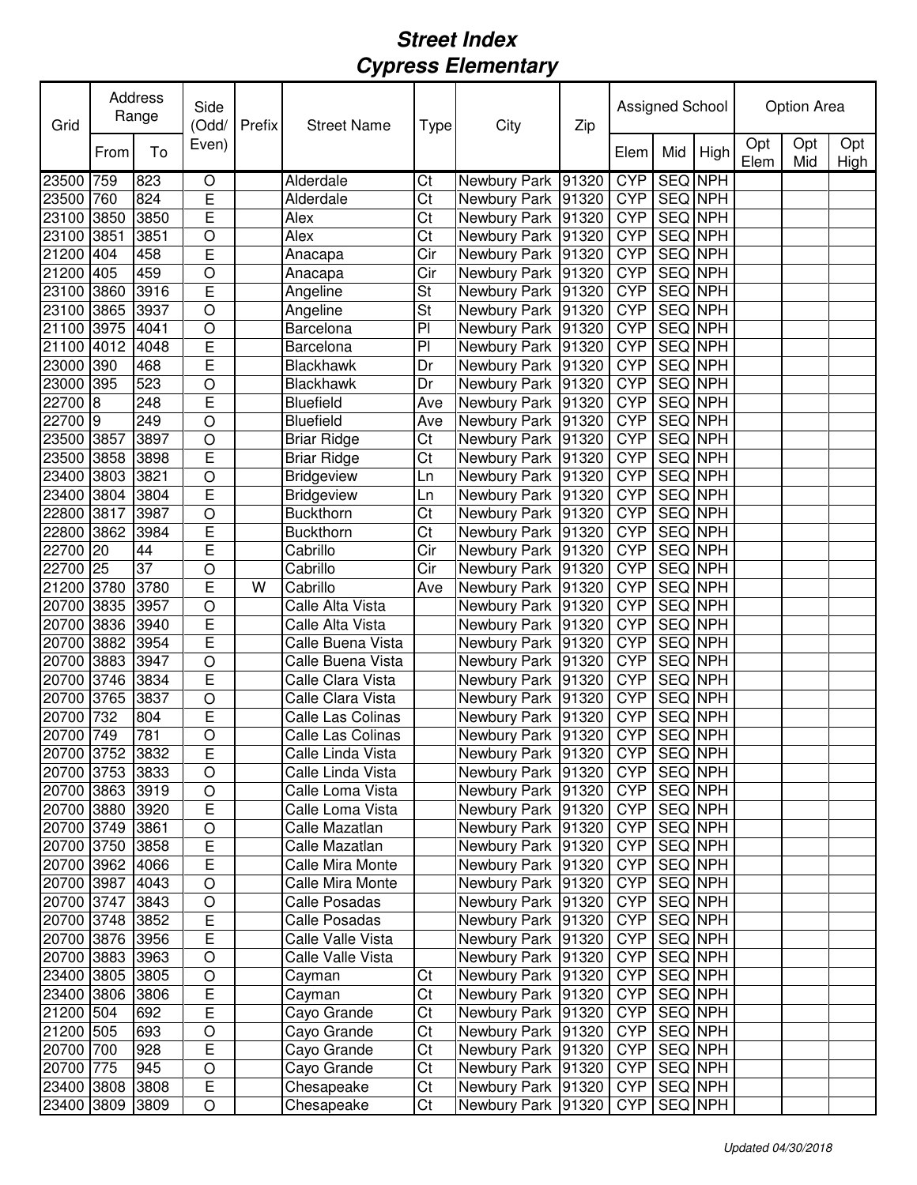# *Street Index*
# *Cypress Elementary*

| Grid | Address Range | | Side (Odd/ Even) | Prefix | Street Name | Type | City | Zip | Assigned School | | | Option Area | | |
|---|---|---|---|---|---|---|---|---|---|---|---|---|---|---|
| | From | To | | | | | | | Elem | Mid | High | Opt Elem | Opt Mid | Opt High |
| 23500 | 759 | 823 | O | | Alderdale | Ct | Newbury Park | 91320 | CYP | SEQ | NPH | | | |
| 23500 | 760 | 824 | E | | Alderdale | Ct | Newbury Park | 91320 | CYP | SEQ | NPH | | | |
| 23100 | 3850 | 3850 | E | | Alex | Ct | Newbury Park | 91320 | CYP | SEQ | NPH | | | |
| 23100 | 3851 | 3851 | O | | Alex | Ct | Newbury Park | 91320 | CYP | SEQ | NPH | | | |
| 21200 | 404 | 458 | E | | Anacapa | Cir | Newbury Park | 91320 | CYP | SEQ | NPH | | | |
| 21200 | 405 | 459 | O | | Anacapa | Cir | Newbury Park | 91320 | CYP | SEQ | NPH | | | |
| 23100 | 3860 | 3916 | E | | Angeline | St | Newbury Park | 91320 | CYP | SEQ | NPH | | | |
| 23100 | 3865 | 3937 | O | | Angeline | St | Newbury Park | 91320 | CYP | SEQ | NPH | | | |
| 21100 | 3975 | 4041 | O | | Barcelona | Pl | Newbury Park | 91320 | CYP | SEQ | NPH | | | |
| 21100 | 4012 | 4048 | E | | Barcelona | Pl | Newbury Park | 91320 | CYP | SEQ | NPH | | | |
| 23000 | 390 | 468 | E | | Blackhawk | Dr | Newbury Park | 91320 | CYP | SEQ | NPH | | | |
| 23000 | 395 | 523 | O | | Blackhawk | Dr | Newbury Park | 91320 | CYP | SEQ | NPH | | | |
| 22700 | 8 | 248 | E | | Bluefield | Ave | Newbury Park | 91320 | CYP | SEQ | NPH | | | |
| 22700 | 9 | 249 | O | | Bluefield | Ave | Newbury Park | 91320 | CYP | SEQ | NPH | | | |
| 23500 | 3857 | 3897 | O | | Briar Ridge | Ct | Newbury Park | 91320 | CYP | SEQ | NPH | | | |
| 23500 | 3858 | 3898 | E | | Briar Ridge | Ct | Newbury Park | 91320 | CYP | SEQ | NPH | | | |
| 23400 | 3803 | 3821 | O | | Bridgeview | Ln | Newbury Park | 91320 | CYP | SEQ | NPH | | | |
| 23400 | 3804 | 3804 | E | | Bridgeview | Ln | Newbury Park | 91320 | CYP | SEQ | NPH | | | |
| 22800 | 3817 | 3987 | O | | Buckthorn | Ct | Newbury Park | 91320 | CYP | SEQ | NPH | | | |
| 22800 | 3862 | 3984 | E | | Buckthorn | Ct | Newbury Park | 91320 | CYP | SEQ | NPH | | | |
| 22700 | 20 | 44 | E | | Cabrillo | Cir | Newbury Park | 91320 | CYP | SEQ | NPH | | | |
| 22700 | 25 | 37 | O | | Cabrillo | Cir | Newbury Park | 91320 | CYP | SEQ | NPH | | | |
| 21200 | 3780 | 3780 | E | W | Cabrillo | Ave | Newbury Park | 91320 | CYP | SEQ | NPH | | | |
| 20700 | 3835 | 3957 | O | | Calle Alta Vista | | Newbury Park | 91320 | CYP | SEQ | NPH | | | |
| 20700 | 3836 | 3940 | E | | Calle Alta Vista | | Newbury Park | 91320 | CYP | SEQ | NPH | | | |
| 20700 | 3882 | 3954 | E | | Calle Buena Vista | | Newbury Park | 91320 | CYP | SEQ | NPH | | | |
| 20700 | 3883 | 3947 | O | | Calle Buena Vista | | Newbury Park | 91320 | CYP | SEQ | NPH | | | |
| 20700 | 3746 | 3834 | E | | Calle Clara Vista | | Newbury Park | 91320 | CYP | SEQ | NPH | | | |
| 20700 | 3765 | 3837 | O | | Calle Clara Vista | | Newbury Park | 91320 | CYP | SEQ | NPH | | | |
| 20700 | 732 | 804 | E | | Calle Las Colinas | | Newbury Park | 91320 | CYP | SEQ | NPH | | | |
| 20700 | 749 | 781 | O | | Calle Las Colinas | | Newbury Park | 91320 | CYP | SEQ | NPH | | | |
| 20700 | 3752 | 3832 | E | | Calle Linda Vista | | Newbury Park | 91320 | CYP | SEQ | NPH | | | |
| 20700 | 3753 | 3833 | O | | Calle Linda Vista | | Newbury Park | 91320 | CYP | SEQ | NPH | | | |
| 20700 | 3863 | 3919 | O | | Calle Loma Vista | | Newbury Park | 91320 | CYP | SEQ | NPH | | | |
| 20700 | 3880 | 3920 | E | | Calle Loma Vista | | Newbury Park | 91320 | CYP | SEQ | NPH | | | |
| 20700 | 3749 | 3861 | O | | Calle Mazatlan | | Newbury Park | 91320 | CYP | SEQ | NPH | | | |
| 20700 | 3750 | 3858 | E | | Calle Mazatlan | | Newbury Park | 91320 | CYP | SEQ | NPH | | | |
| 20700 | 3962 | 4066 | E | | Calle Mira Monte | | Newbury Park | 91320 | CYP | SEQ | NPH | | | |
| 20700 | 3987 | 4043 | O | | Calle Mira Monte | | Newbury Park | 91320 | CYP | SEQ | NPH | | | |
| 20700 | 3747 | 3843 | O | | Calle Posadas | | Newbury Park | 91320 | CYP | SEQ | NPH | | | |
| 20700 | 3748 | 3852 | E | | Calle Posadas | | Newbury Park | 91320 | CYP | SEQ | NPH | | | |
| 20700 | 3876 | 3956 | E | | Calle Valle Vista | | Newbury Park | 91320 | CYP | SEQ | NPH | | | |
| 20700 | 3883 | 3963 | O | | Calle Valle Vista | | Newbury Park | 91320 | CYP | SEQ | NPH | | | |
| 23400 | 3805 | 3805 | O | | Cayman | Ct | Newbury Park | 91320 | CYP | SEQ | NPH | | | |
| 23400 | 3806 | 3806 | E | | Cayman | Ct | Newbury Park | 91320 | CYP | SEQ | NPH | | | |
| 21200 | 504 | 692 | E | | Cayo Grande | Ct | Newbury Park | 91320 | CYP | SEQ | NPH | | | |
| 21200 | 505 | 693 | O | | Cayo Grande | Ct | Newbury Park | 91320 | CYP | SEQ | NPH | | | |
| 20700 | 700 | 928 | E | | Cayo Grande | Ct | Newbury Park | 91320 | CYP | SEQ | NPH | | | |
| 20700 | 775 | 945 | O | | Cayo Grande | Ct | Newbury Park | 91320 | CYP | SEQ | NPH | | | |
| 23400 | 3808 | 3808 | E | | Chesapeake | Ct | Newbury Park | 91320 | CYP | SEQ | NPH | | | |
| 23400 | 3809 | 3809 | O | | Chesapeake | Ct | Newbury Park | 91320 | CYP | SEQ | NPH | | | |

*Updated 04/30/2018*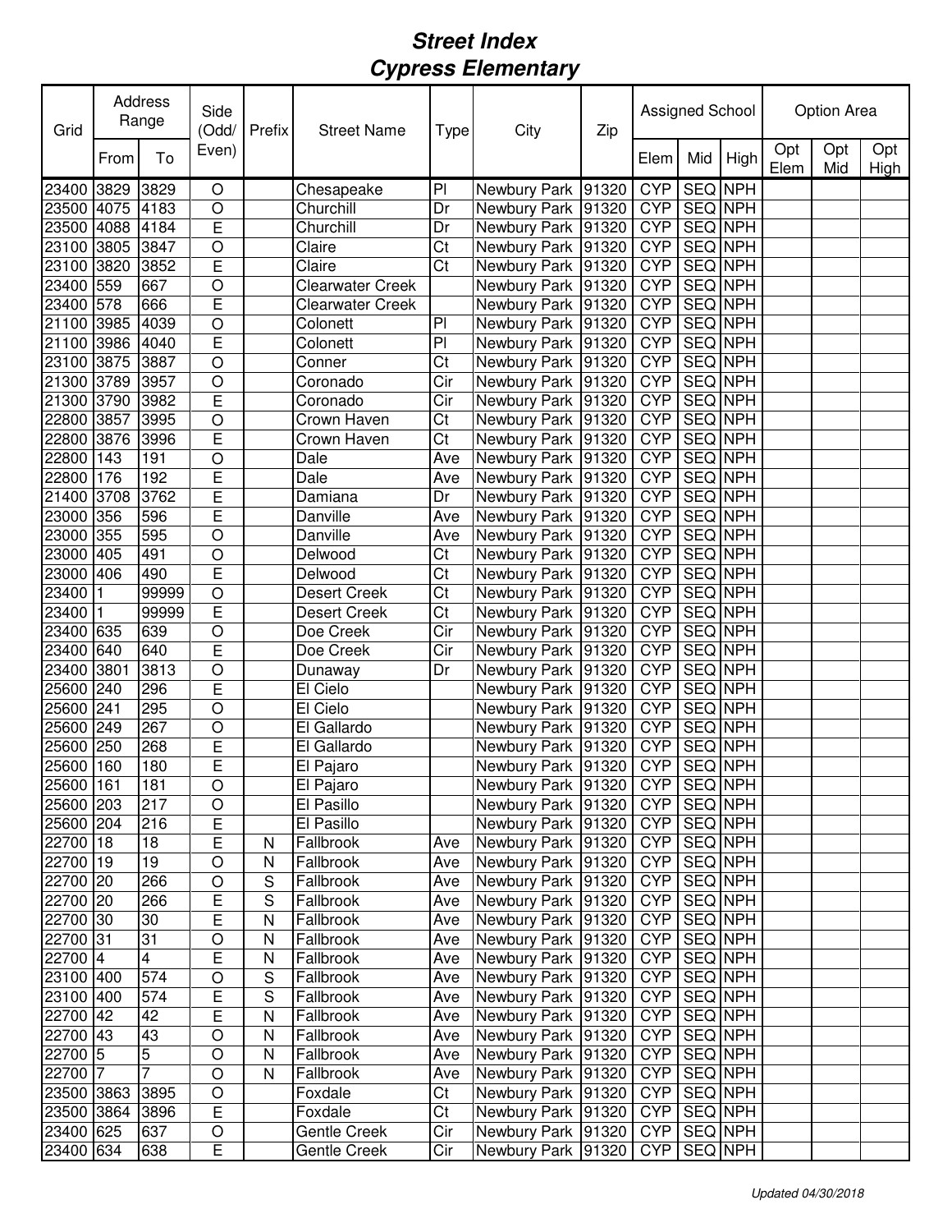# Street Index
# Cypress Elementary

| Grid | Address Range | | Side (Odd/ Even) | Prefix | Street Name | Type | City | Zip | Assigned School | | | Option Area | | |
|---|---|---|---|---|---|---|---|---|---|---|---|---|---|---|
| | From | To | | | | | | | Elem | Mid | High | Opt Elem | Opt Mid | Opt High |
| 23400 | 3829 | 3829 | O | | Chesapeake | Pl | Newbury Park | 91320 | CYP | SEQ | NPH | | | |
| 23500 | 4075 | 4183 | O | | Churchill | Dr | Newbury Park | 91320 | CYP | SEQ | NPH | | | |
| 23500 | 4088 | 4184 | E | | Churchill | Dr | Newbury Park | 91320 | CYP | SEQ | NPH | | | |
| 23100 | 3805 | 3847 | O | | Claire | Ct | Newbury Park | 91320 | CYP | SEQ | NPH | | | |
| 23100 | 3820 | 3852 | E | | Claire | Ct | Newbury Park | 91320 | CYP | SEQ | NPH | | | |
| 23400 | 559 | 667 | O | | Clearwater Creek | | Newbury Park | 91320 | CYP | SEQ | NPH | | | |
| 23400 | 578 | 666 | E | | Clearwater Creek | | Newbury Park | 91320 | CYP | SEQ | NPH | | | |
| 21100 | 3985 | 4039 | O | | Colonett | Pl | Newbury Park | 91320 | CYP | SEQ | NPH | | | |
| 21100 | 3986 | 4040 | E | | Colonett | Pl | Newbury Park | 91320 | CYP | SEQ | NPH | | | |
| 23100 | 3875 | 3887 | O | | Conner | Ct | Newbury Park | 91320 | CYP | SEQ | NPH | | | |
| 21300 | 3789 | 3957 | O | | Coronado | Cir | Newbury Park | 91320 | CYP | SEQ | NPH | | | |
| 21300 | 3790 | 3982 | E | | Coronado | Cir | Newbury Park | 91320 | CYP | SEQ | NPH | | | |
| 22800 | 3857 | 3995 | O | | Crown Haven | Ct | Newbury Park | 91320 | CYP | SEQ | NPH | | | |
| 22800 | 3876 | 3996 | E | | Crown Haven | Ct | Newbury Park | 91320 | CYP | SEQ | NPH | | | |
| 22800 | 143 | 191 | O | | Dale | Ave | Newbury Park | 91320 | CYP | SEQ | NPH | | | |
| 22800 | 176 | 192 | E | | Dale | Ave | Newbury Park | 91320 | CYP | SEQ | NPH | | | |
| 21400 | 3708 | 3762 | E | | Damiana | Dr | Newbury Park | 91320 | CYP | SEQ | NPH | | | |
| 23000 | 356 | 596 | E | | Danville | Ave | Newbury Park | 91320 | CYP | SEQ | NPH | | | |
| 23000 | 355 | 595 | O | | Danville | Ave | Newbury Park | 91320 | CYP | SEQ | NPH | | | |
| 23000 | 405 | 491 | O | | Delwood | Ct | Newbury Park | 91320 | CYP | SEQ | NPH | | | |
| 23000 | 406 | 490 | E | | Delwood | Ct | Newbury Park | 91320 | CYP | SEQ | NPH | | | |
| 23400 | 1 | 99999 | O | | Desert Creek | Ct | Newbury Park | 91320 | CYP | SEQ | NPH | | | |
| 23400 | 1 | 99999 | E | | Desert Creek | Ct | Newbury Park | 91320 | CYP | SEQ | NPH | | | |
| 23400 | 635 | 639 | O | | Doe Creek | Cir | Newbury Park | 91320 | CYP | SEQ | NPH | | | |
| 23400 | 640 | 640 | E | | Doe Creek | Cir | Newbury Park | 91320 | CYP | SEQ | NPH | | | |
| 23400 | 3801 | 3813 | O | | Dunaway | Dr | Newbury Park | 91320 | CYP | SEQ | NPH | | | |
| 25600 | 240 | 296 | E | | El Cielo | | Newbury Park | 91320 | CYP | SEQ | NPH | | | |
| 25600 | 241 | 295 | O | | El Cielo | | Newbury Park | 91320 | CYP | SEQ | NPH | | | |
| 25600 | 249 | 267 | O | | El Gallardo | | Newbury Park | 91320 | CYP | SEQ | NPH | | | |
| 25600 | 250 | 268 | E | | El Gallardo | | Newbury Park | 91320 | CYP | SEQ | NPH | | | |
| 25600 | 160 | 180 | E | | El Pajaro | | Newbury Park | 91320 | CYP | SEQ | NPH | | | |
| 25600 | 161 | 181 | O | | El Pajaro | | Newbury Park | 91320 | CYP | SEQ | NPH | | | |
| 25600 | 203 | 217 | O | | El Pasillo | | Newbury Park | 91320 | CYP | SEQ | NPH | | | |
| 25600 | 204 | 216 | E | | El Pasillo | | Newbury Park | 91320 | CYP | SEQ | NPH | | | |
| 22700 | 18 | 18 | E | N | Fallbrook | Ave | Newbury Park | 91320 | CYP | SEQ | NPH | | | |
| 22700 | 19 | 19 | O | N | Fallbrook | Ave | Newbury Park | 91320 | CYP | SEQ | NPH | | | |
| 22700 | 20 | 266 | O | S | Fallbrook | Ave | Newbury Park | 91320 | CYP | SEQ | NPH | | | |
| 22700 | 20 | 266 | E | S | Fallbrook | Ave | Newbury Park | 91320 | CYP | SEQ | NPH | | | |
| 22700 | 30 | 30 | E | N | Fallbrook | Ave | Newbury Park | 91320 | CYP | SEQ | NPH | | | |
| 22700 | 31 | 31 | O | N | Fallbrook | Ave | Newbury Park | 91320 | CYP | SEQ | NPH | | | |
| 22700 | 4 | 4 | E | N | Fallbrook | Ave | Newbury Park | 91320 | CYP | SEQ | NPH | | | |
| 23100 | 400 | 574 | O | S | Fallbrook | Ave | Newbury Park | 91320 | CYP | SEQ | NPH | | | |
| 23100 | 400 | 574 | E | S | Fallbrook | Ave | Newbury Park | 91320 | CYP | SEQ | NPH | | | |
| 22700 | 42 | 42 | E | N | Fallbrook | Ave | Newbury Park | 91320 | CYP | SEQ | NPH | | | |
| 22700 | 43 | 43 | O | N | Fallbrook | Ave | Newbury Park | 91320 | CYP | SEQ | NPH | | | |
| 22700 | 5 | 5 | O | N | Fallbrook | Ave | Newbury Park | 91320 | CYP | SEQ | NPH | | | |
| 22700 | 7 | 7 | O | N | Fallbrook | Ave | Newbury Park | 91320 | CYP | SEQ | NPH | | | |
| 23500 | 3863 | 3895 | O | | Foxdale | Ct | Newbury Park | 91320 | CYP | SEQ | NPH | | | |
| 23500 | 3864 | 3896 | E | | Foxdale | Ct | Newbury Park | 91320 | CYP | SEQ | NPH | | | |
| 23400 | 625 | 637 | O | | Gentle Creek | Cir | Newbury Park | 91320 | CYP | SEQ | NPH | | | |
| 23400 | 634 | 638 | E | | Gentle Creek | Cir | Newbury Park | 91320 | CYP | SEQ | NPH | | | |

*Updated 04/30/2018*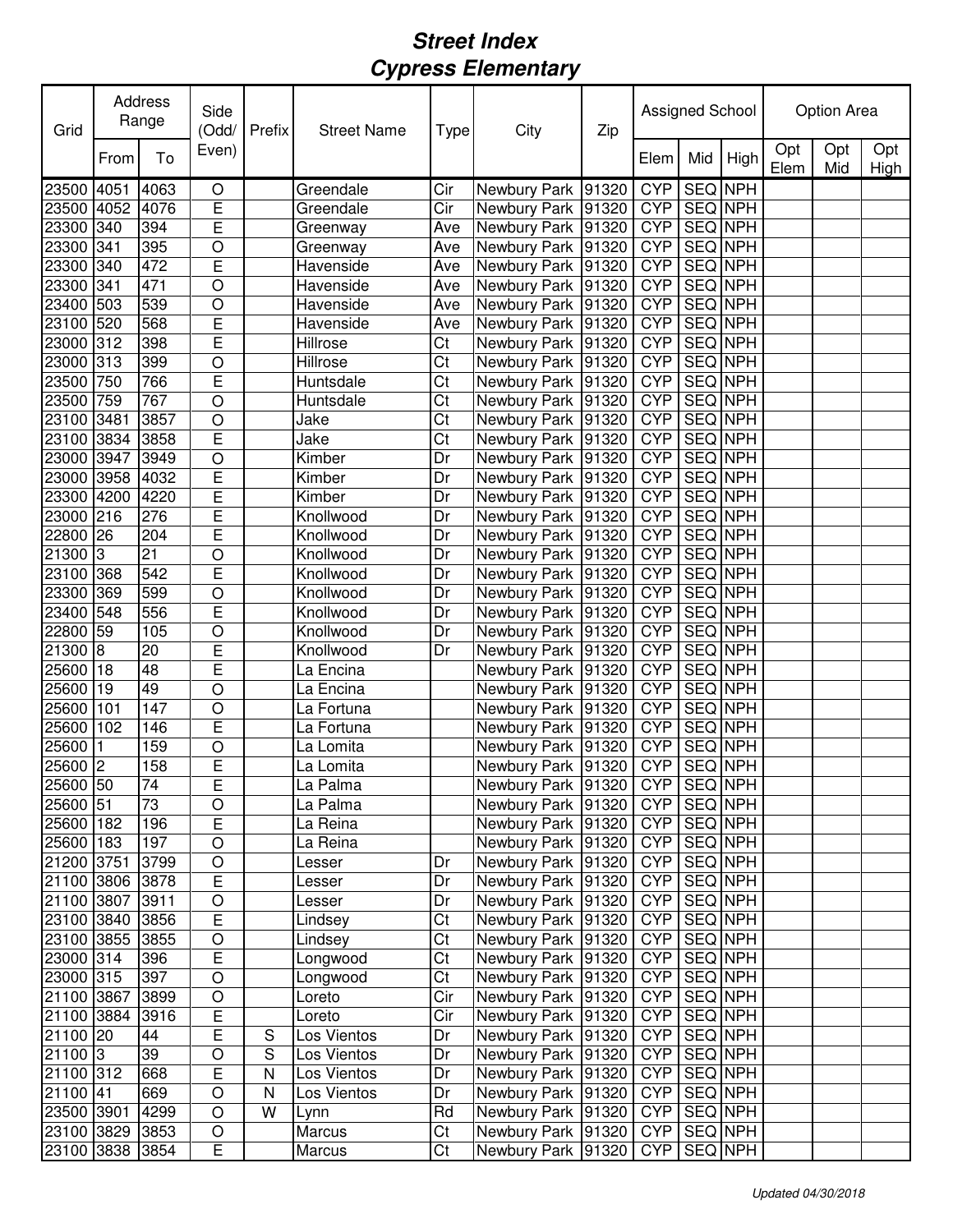# Street Index
# Cypress Elementary

| Grid | Address Range | | Side (Odd/ Even) | Prefix | Street Name | Type | City | Zip | Assigned School | | | Option Area | | |
|---|---|---|---|---|---|---|---|---|---|---|---|---|---|---|
| | From | To | | | | | | | Elem | Mid | High | Opt Elem | Opt Mid | Opt High |
| 23500 | 4051 | 4063 | O | | Greendale | Cir | Newbury Park | 91320 | CYP | SEQ | NPH | | | |
| 23500 | 4052 | 4076 | E | | Greendale | Cir | Newbury Park | 91320 | CYP | SEQ | NPH | | | |
| 23300 | 340 | 394 | E | | Greenway | Ave | Newbury Park | 91320 | CYP | SEQ | NPH | | | |
| 23300 | 341 | 395 | O | | Greenway | Ave | Newbury Park | 91320 | CYP | SEQ | NPH | | | |
| 23300 | 340 | 472 | E | | Havenside | Ave | Newbury Park | 91320 | CYP | SEQ | NPH | | | |
| 23300 | 341 | 471 | O | | Havenside | Ave | Newbury Park | 91320 | CYP | SEQ | NPH | | | |
| 23400 | 503 | 539 | O | | Havenside | Ave | Newbury Park | 91320 | CYP | SEQ | NPH | | | |
| 23100 | 520 | 568 | E | | Havenside | Ave | Newbury Park | 91320 | CYP | SEQ | NPH | | | |
| 23000 | 312 | 398 | E | | Hillrose | Ct | Newbury Park | 91320 | CYP | SEQ | NPH | | | |
| 23000 | 313 | 399 | O | | Hillrose | Ct | Newbury Park | 91320 | CYP | SEQ | NPH | | | |
| 23500 | 750 | 766 | E | | Huntsdale | Ct | Newbury Park | 91320 | CYP | SEQ | NPH | | | |
| 23500 | 759 | 767 | O | | Huntsdale | Ct | Newbury Park | 91320 | CYP | SEQ | NPH | | | |
| 23100 | 3481 | 3857 | O | | Jake | Ct | Newbury Park | 91320 | CYP | SEQ | NPH | | | |
| 23100 | 3834 | 3858 | E | | Jake | Ct | Newbury Park | 91320 | CYP | SEQ | NPH | | | |
| 23000 | 3947 | 3949 | O | | Kimber | Dr | Newbury Park | 91320 | CYP | SEQ | NPH | | | |
| 23000 | 3958 | 4032 | E | | Kimber | Dr | Newbury Park | 91320 | CYP | SEQ | NPH | | | |
| 23300 | 4200 | 4220 | E | | Kimber | Dr | Newbury Park | 91320 | CYP | SEQ | NPH | | | |
| 23000 | 216 | 276 | E | | Knollwood | Dr | Newbury Park | 91320 | CYP | SEQ | NPH | | | |
| 22800 | 26 | 204 | E | | Knollwood | Dr | Newbury Park | 91320 | CYP | SEQ | NPH | | | |
| 21300 | 3 | 21 | O | | Knollwood | Dr | Newbury Park | 91320 | CYP | SEQ | NPH | | | |
| 23100 | 368 | 542 | E | | Knollwood | Dr | Newbury Park | 91320 | CYP | SEQ | NPH | | | |
| 23300 | 369 | 599 | O | | Knollwood | Dr | Newbury Park | 91320 | CYP | SEQ | NPH | | | |
| 23400 | 548 | 556 | E | | Knollwood | Dr | Newbury Park | 91320 | CYP | SEQ | NPH | | | |
| 22800 | 59 | 105 | O | | Knollwood | Dr | Newbury Park | 91320 | CYP | SEQ | NPH | | | |
| 21300 | 8 | 20 | E | | Knollwood | Dr | Newbury Park | 91320 | CYP | SEQ | NPH | | | |
| 25600 | 18 | 48 | E | | La Encina | | Newbury Park | 91320 | CYP | SEQ | NPH | | | |
| 25600 | 19 | 49 | O | | La Encina | | Newbury Park | 91320 | CYP | SEQ | NPH | | | |
| 25600 | 101 | 147 | O | | La Fortuna | | Newbury Park | 91320 | CYP | SEQ | NPH | | | |
| 25600 | 102 | 146 | E | | La Fortuna | | Newbury Park | 91320 | CYP | SEQ | NPH | | | |
| 25600 | 1 | 159 | O | | La Lomita | | Newbury Park | 91320 | CYP | SEQ | NPH | | | |
| 25600 | 2 | 158 | E | | La Lomita | | Newbury Park | 91320 | CYP | SEQ | NPH | | | |
| 25600 | 50 | 74 | E | | La Palma | | Newbury Park | 91320 | CYP | SEQ | NPH | | | |
| 25600 | 51 | 73 | O | | La Palma | | Newbury Park | 91320 | CYP | SEQ | NPH | | | |
| 25600 | 182 | 196 | E | | La Reina | | Newbury Park | 91320 | CYP | SEQ | NPH | | | |
| 25600 | 183 | 197 | O | | La Reina | | Newbury Park | 91320 | CYP | SEQ | NPH | | | |
| 21200 | 3751 | 3799 | O | | Lesser | Dr | Newbury Park | 91320 | CYP | SEQ | NPH | | | |
| 21100 | 3806 | 3878 | E | | Lesser | Dr | Newbury Park | 91320 | CYP | SEQ | NPH | | | |
| 21100 | 3807 | 3911 | O | | Lesser | Dr | Newbury Park | 91320 | CYP | SEQ | NPH | | | |
| 23100 | 3840 | 3856 | E | | Lindsey | Ct | Newbury Park | 91320 | CYP | SEQ | NPH | | | |
| 23100 | 3855 | 3855 | O | | Lindsey | Ct | Newbury Park | 91320 | CYP | SEQ | NPH | | | |
| 23000 | 314 | 396 | E | | Longwood | Ct | Newbury Park | 91320 | CYP | SEQ | NPH | | | |
| 23000 | 315 | 397 | O | | Longwood | Ct | Newbury Park | 91320 | CYP | SEQ | NPH | | | |
| 21100 | 3867 | 3899 | O | | Loreto | Cir | Newbury Park | 91320 | CYP | SEQ | NPH | | | |
| 21100 | 3884 | 3916 | E | | Loreto | Cir | Newbury Park | 91320 | CYP | SEQ | NPH | | | |
| 21100 | 20 | 44 | E | S | Los Vientos | Dr | Newbury Park | 91320 | CYP | SEQ | NPH | | | |
| 21100 | 3 | 39 | O | S | Los Vientos | Dr | Newbury Park | 91320 | CYP | SEQ | NPH | | | |
| 21100 | 312 | 668 | E | N | Los Vientos | Dr | Newbury Park | 91320 | CYP | SEQ | NPH | | | |
| 21100 | 41 | 669 | O | N | Los Vientos | Dr | Newbury Park | 91320 | CYP | SEQ | NPH | | | |
| 23500 | 3901 | 4299 | O | W | Lynn | Rd | Newbury Park | 91320 | CYP | SEQ | NPH | | | |
| 23100 | 3829 | 3853 | O | | Marcus | Ct | Newbury Park | 91320 | CYP | SEQ | NPH | | | |
| 23100 | 3838 | 3854 | E | | Marcus | Ct | Newbury Park | 91320 | CYP | SEQ | NPH | | | |

*Updated 04/30/2018*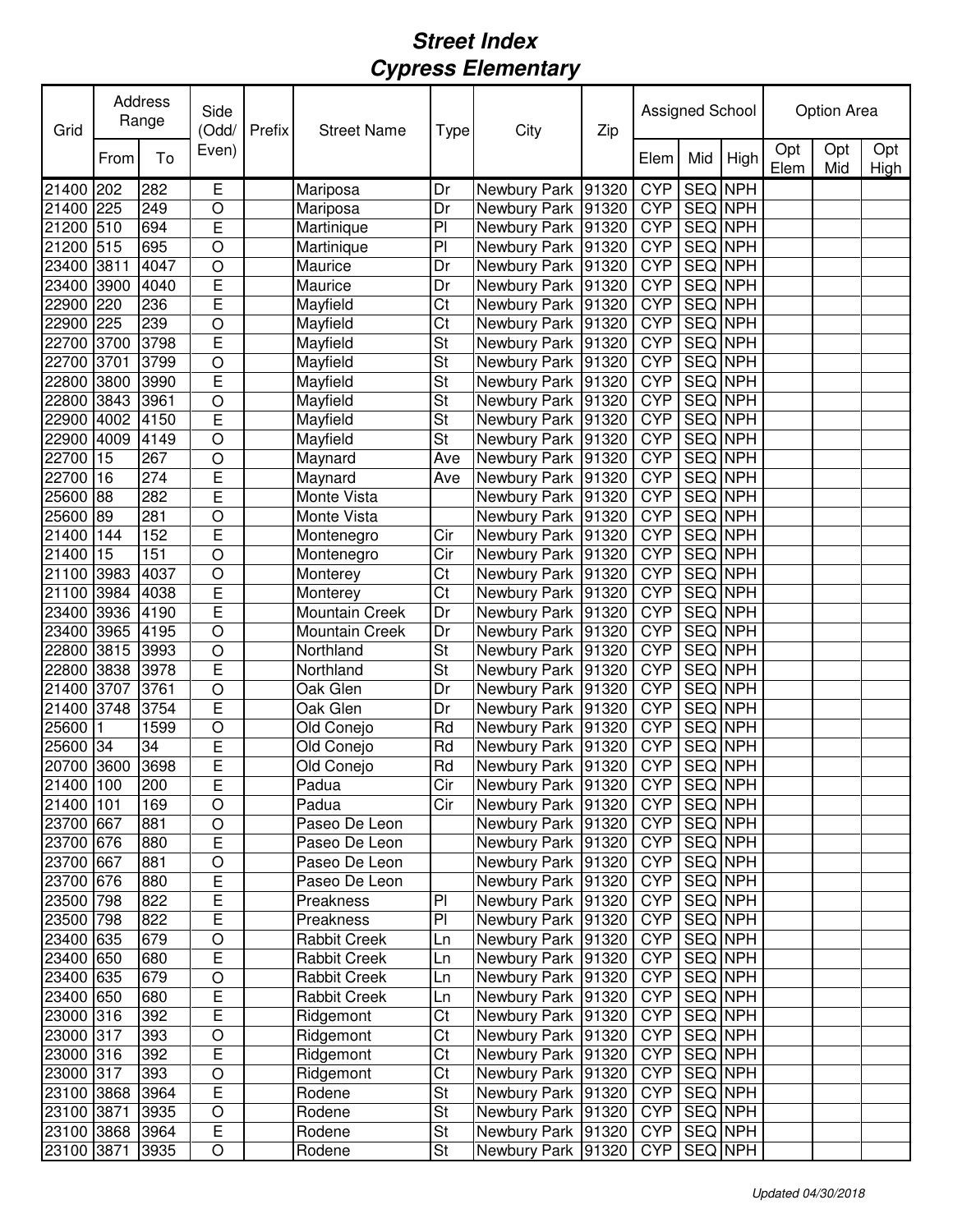# Street Index
## Cypress Elementary

| Grid | Address Range | | Side (Odd/ Even) | Prefix | Street Name | Type | City | Zip | Assigned School | | | Option Area | | |
|---|---|---|---|---|---|---|---|---|---|---|---|---|---|---|
| | From | To | | | | | | | Elem | Mid | High | Opt Elem | Opt Mid | Opt High |
| 21400 | 202 | 282 | E | | Mariposa | Dr | Newbury Park | 91320 | CYP | SEQ | NPH | | | |
| 21400 | 225 | 249 | O | | Mariposa | Dr | Newbury Park | 91320 | CYP | SEQ | NPH | | | |
| 21200 | 510 | 694 | E | | Martinique | Pl | Newbury Park | 91320 | CYP | SEQ | NPH | | | |
| 21200 | 515 | 695 | O | | Martinique | Pl | Newbury Park | 91320 | CYP | SEQ | NPH | | | |
| 23400 | 3811 | 4047 | O | | Maurice | Dr | Newbury Park | 91320 | CYP | SEQ | NPH | | | |
| 23400 | 3900 | 4040 | E | | Maurice | Dr | Newbury Park | 91320 | CYP | SEQ | NPH | | | |
| 22900 | 220 | 236 | E | | Mayfield | Ct | Newbury Park | 91320 | CYP | SEQ | NPH | | | |
| 22900 | 225 | 239 | O | | Mayfield | Ct | Newbury Park | 91320 | CYP | SEQ | NPH | | | |
| 22700 | 3700 | 3798 | E | | Mayfield | St | Newbury Park | 91320 | CYP | SEQ | NPH | | | |
| 22700 | 3701 | 3799 | O | | Mayfield | St | Newbury Park | 91320 | CYP | SEQ | NPH | | | |
| 22800 | 3800 | 3990 | E | | Mayfield | St | Newbury Park | 91320 | CYP | SEQ | NPH | | | |
| 22800 | 3843 | 3961 | O | | Mayfield | St | Newbury Park | 91320 | CYP | SEQ | NPH | | | |
| 22900 | 4002 | 4150 | E | | Mayfield | St | Newbury Park | 91320 | CYP | SEQ | NPH | | | |
| 22900 | 4009 | 4149 | O | | Mayfield | St | Newbury Park | 91320 | CYP | SEQ | NPH | | | |
| 22700 | 15 | 267 | O | | Maynard | Ave | Newbury Park | 91320 | CYP | SEQ | NPH | | | |
| 22700 | 16 | 274 | E | | Maynard | Ave | Newbury Park | 91320 | CYP | SEQ | NPH | | | |
| 25600 | 88 | 282 | E | | Monte Vista | | Newbury Park | 91320 | CYP | SEQ | NPH | | | |
| 25600 | 89 | 281 | O | | Monte Vista | | Newbury Park | 91320 | CYP | SEQ | NPH | | | |
| 21400 | 144 | 152 | E | | Montenegro | Cir | Newbury Park | 91320 | CYP | SEQ | NPH | | | |
| 21400 | 15 | 151 | O | | Montenegro | Cir | Newbury Park | 91320 | CYP | SEQ | NPH | | | |
| 21100 | 3983 | 4037 | O | | Monterey | Ct | Newbury Park | 91320 | CYP | SEQ | NPH | | | |
| 21100 | 3984 | 4038 | E | | Monterey | Ct | Newbury Park | 91320 | CYP | SEQ | NPH | | | |
| 23400 | 3936 | 4190 | E | | Mountain Creek | Dr | Newbury Park | 91320 | CYP | SEQ | NPH | | | |
| 23400 | 3965 | 4195 | O | | Mountain Creek | Dr | Newbury Park | 91320 | CYP | SEQ | NPH | | | |
| 22800 | 3815 | 3993 | O | | Northland | St | Newbury Park | 91320 | CYP | SEQ | NPH | | | |
| 22800 | 3838 | 3978 | E | | Northland | St | Newbury Park | 91320 | CYP | SEQ | NPH | | | |
| 21400 | 3707 | 3761 | O | | Oak Glen | Dr | Newbury Park | 91320 | CYP | SEQ | NPH | | | |
| 21400 | 3748 | 3754 | E | | Oak Glen | Dr | Newbury Park | 91320 | CYP | SEQ | NPH | | | |
| 25600 | 1 | 1599 | O | | Old Conejo | Rd | Newbury Park | 91320 | CYP | SEQ | NPH | | | |
| 25600 | 34 | 34 | E | | Old Conejo | Rd | Newbury Park | 91320 | CYP | SEQ | NPH | | | |
| 20700 | 3600 | 3698 | E | | Old Conejo | Rd | Newbury Park | 91320 | CYP | SEQ | NPH | | | |
| 21400 | 100 | 200 | E | | Padua | Cir | Newbury Park | 91320 | CYP | SEQ | NPH | | | |
| 21400 | 101 | 169 | O | | Padua | Cir | Newbury Park | 91320 | CYP | SEQ | NPH | | | |
| 23700 | 667 | 881 | O | | Paseo De Leon | | Newbury Park | 91320 | CYP | SEQ | NPH | | | |
| 23700 | 676 | 880 | E | | Paseo De Leon | | Newbury Park | 91320 | CYP | SEQ | NPH | | | |
| 23700 | 667 | 881 | O | | Paseo De Leon | | Newbury Park | 91320 | CYP | SEQ | NPH | | | |
| 23700 | 676 | 880 | E | | Paseo De Leon | | Newbury Park | 91320 | CYP | SEQ | NPH | | | |
| 23500 | 798 | 822 | E | | Preakness | Pl | Newbury Park | 91320 | CYP | SEQ | NPH | | | |
| 23500 | 798 | 822 | E | | Preakness | Pl | Newbury Park | 91320 | CYP | SEQ | NPH | | | |
| 23400 | 635 | 679 | O | | Rabbit Creek | Ln | Newbury Park | 91320 | CYP | SEQ | NPH | | | |
| 23400 | 650 | 680 | E | | Rabbit Creek | Ln | Newbury Park | 91320 | CYP | SEQ | NPH | | | |
| 23400 | 635 | 679 | O | | Rabbit Creek | Ln | Newbury Park | 91320 | CYP | SEQ | NPH | | | |
| 23400 | 650 | 680 | E | | Rabbit Creek | Ln | Newbury Park | 91320 | CYP | SEQ | NPH | | | |
| 23000 | 316 | 392 | E | | Ridgemont | Ct | Newbury Park | 91320 | CYP | SEQ | NPH | | | |
| 23000 | 317 | 393 | O | | Ridgemont | Ct | Newbury Park | 91320 | CYP | SEQ | NPH | | | |
| 23000 | 316 | 392 | E | | Ridgemont | Ct | Newbury Park | 91320 | CYP | SEQ | NPH | | | |
| 23000 | 317 | 393 | O | | Ridgemont | Ct | Newbury Park | 91320 | CYP | SEQ | NPH | | | |
| 23100 | 3868 | 3964 | E | | Rodene | St | Newbury Park | 91320 | CYP | SEQ | NPH | | | |
| 23100 | 3871 | 3935 | O | | Rodene | St | Newbury Park | 91320 | CYP | SEQ | NPH | | | |
| 23100 | 3868 | 3964 | E | | Rodene | St | Newbury Park | 91320 | CYP | SEQ | NPH | | | |
| 23100 | 3871 | 3935 | O | | Rodene | St | Newbury Park | 91320 | CYP | SEQ | NPH | | | |

*Updated 04/30/2018*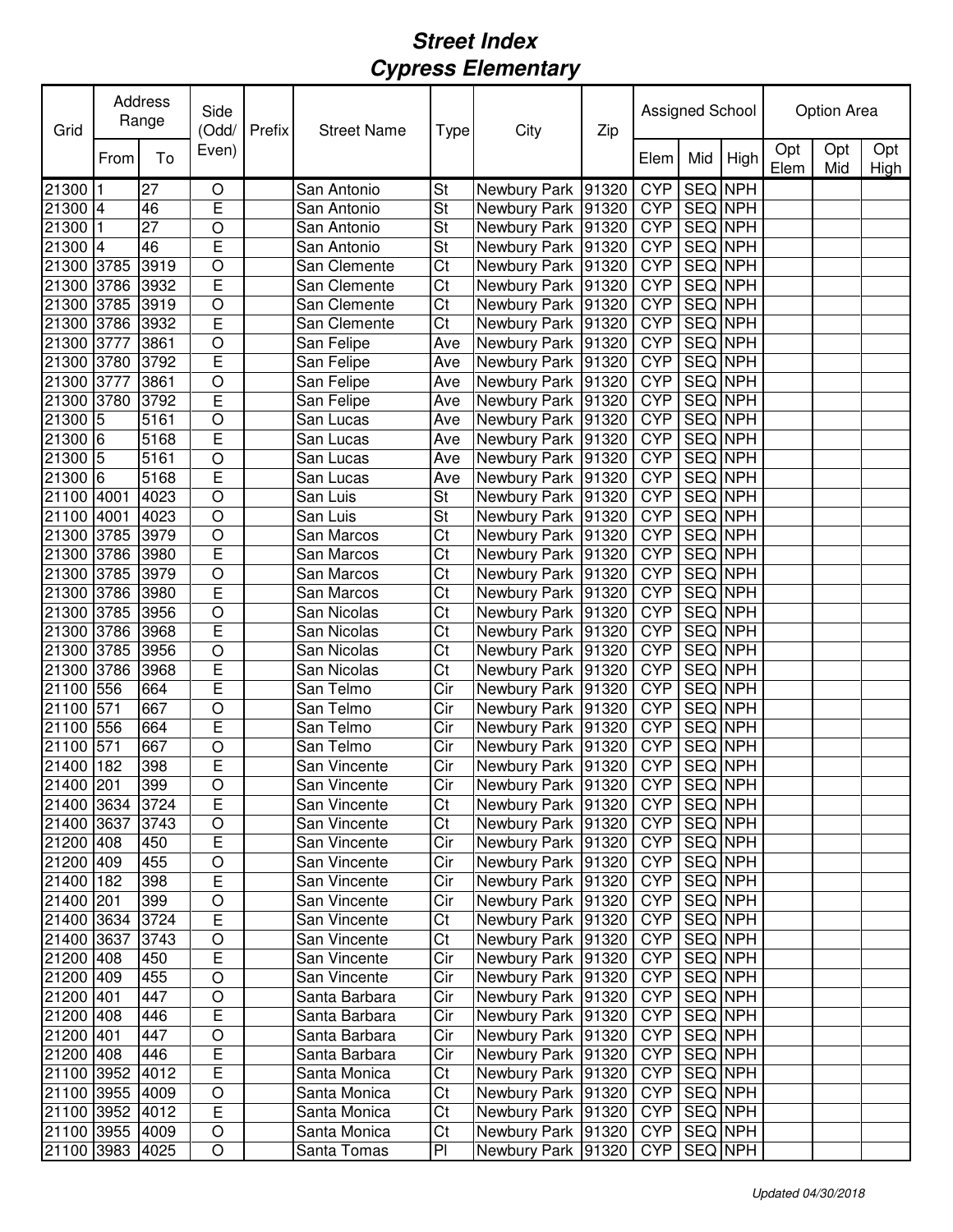# Street Index
# Cypress Elementary

| Grid | Address Range | | Side (Odd/ Even) | Prefix | Street Name | Type | City | Zip | Assigned School | | | Option Area | | |
|---|---|---|---|---|---|---|---|---|---|---|---|---|---|---|
| | From | To | | | | | | | Elem | Mid | High | Opt Elem | Opt Mid | Opt High |
| 21300 | 1 | 27 | O | | San Antonio | St | Newbury Park | 91320 | CYP | SEQ | NPH | | | |
| 21300 | 4 | 46 | E | | San Antonio | St | Newbury Park | 91320 | CYP | SEQ | NPH | | | |
| 21300 | 1 | 27 | O | | San Antonio | St | Newbury Park | 91320 | CYP | SEQ | NPH | | | |
| 21300 | 4 | 46 | E | | San Antonio | St | Newbury Park | 91320 | CYP | SEQ | NPH | | | |
| 21300 | 3785 | 3919 | O | | San Clemente | Ct | Newbury Park | 91320 | CYP | SEQ | NPH | | | |
| 21300 | 3786 | 3932 | E | | San Clemente | Ct | Newbury Park | 91320 | CYP | SEQ | NPH | | | |
| 21300 | 3785 | 3919 | O | | San Clemente | Ct | Newbury Park | 91320 | CYP | SEQ | NPH | | | |
| 21300 | 3786 | 3932 | E | | San Clemente | Ct | Newbury Park | 91320 | CYP | SEQ | NPH | | | |
| 21300 | 3777 | 3861 | O | | San Felipe | Ave | Newbury Park | 91320 | CYP | SEQ | NPH | | | |
| 21300 | 3780 | 3792 | E | | San Felipe | Ave | Newbury Park | 91320 | CYP | SEQ | NPH | | | |
| 21300 | 3777 | 3861 | O | | San Felipe | Ave | Newbury Park | 91320 | CYP | SEQ | NPH | | | |
| 21300 | 3780 | 3792 | E | | San Felipe | Ave | Newbury Park | 91320 | CYP | SEQ | NPH | | | |
| 21300 | 5 | 5161 | O | | San Lucas | Ave | Newbury Park | 91320 | CYP | SEQ | NPH | | | |
| 21300 | 6 | 5168 | E | | San Lucas | Ave | Newbury Park | 91320 | CYP | SEQ | NPH | | | |
| 21300 | 5 | 5161 | O | | San Lucas | Ave | Newbury Park | 91320 | CYP | SEQ | NPH | | | |
| 21300 | 6 | 5168 | E | | San Lucas | Ave | Newbury Park | 91320 | CYP | SEQ | NPH | | | |
| 21100 | 4001 | 4023 | O | | San Luis | St | Newbury Park | 91320 | CYP | SEQ | NPH | | | |
| 21100 | 4001 | 4023 | O | | San Luis | St | Newbury Park | 91320 | CYP | SEQ | NPH | | | |
| 21300 | 3785 | 3979 | O | | San Marcos | Ct | Newbury Park | 91320 | CYP | SEQ | NPH | | | |
| 21300 | 3786 | 3980 | E | | San Marcos | Ct | Newbury Park | 91320 | CYP | SEQ | NPH | | | |
| 21300 | 3785 | 3979 | O | | San Marcos | Ct | Newbury Park | 91320 | CYP | SEQ | NPH | | | |
| 21300 | 3786 | 3980 | E | | San Marcos | Ct | Newbury Park | 91320 | CYP | SEQ | NPH | | | |
| 21300 | 3785 | 3956 | O | | San Nicolas | Ct | Newbury Park | 91320 | CYP | SEQ | NPH | | | |
| 21300 | 3786 | 3968 | E | | San Nicolas | Ct | Newbury Park | 91320 | CYP | SEQ | NPH | | | |
| 21300 | 3785 | 3956 | O | | San Nicolas | Ct | Newbury Park | 91320 | CYP | SEQ | NPH | | | |
| 21300 | 3786 | 3968 | E | | San Nicolas | Ct | Newbury Park | 91320 | CYP | SEQ | NPH | | | |
| 21100 | 556 | 664 | E | | San Telmo | Cir | Newbury Park | 91320 | CYP | SEQ | NPH | | | |
| 21100 | 571 | 667 | O | | San Telmo | Cir | Newbury Park | 91320 | CYP | SEQ | NPH | | | |
| 21100 | 556 | 664 | E | | San Telmo | Cir | Newbury Park | 91320 | CYP | SEQ | NPH | | | |
| 21100 | 571 | 667 | O | | San Telmo | Cir | Newbury Park | 91320 | CYP | SEQ | NPH | | | |
| 21400 | 182 | 398 | E | | San Vincente | Cir | Newbury Park | 91320 | CYP | SEQ | NPH | | | |
| 21400 | 201 | 399 | O | | San Vincente | Cir | Newbury Park | 91320 | CYP | SEQ | NPH | | | |
| 21400 | 3634 | 3724 | E | | San Vincente | Ct | Newbury Park | 91320 | CYP | SEQ | NPH | | | |
| 21400 | 3637 | 3743 | O | | San Vincente | Ct | Newbury Park | 91320 | CYP | SEQ | NPH | | | |
| 21200 | 408 | 450 | E | | San Vincente | Cir | Newbury Park | 91320 | CYP | SEQ | NPH | | | |
| 21200 | 409 | 455 | O | | San Vincente | Cir | Newbury Park | 91320 | CYP | SEQ | NPH | | | |
| 21400 | 182 | 398 | E | | San Vincente | Cir | Newbury Park | 91320 | CYP | SEQ | NPH | | | |
| 21400 | 201 | 399 | O | | San Vincente | Cir | Newbury Park | 91320 | CYP | SEQ | NPH | | | |
| 21400 | 3634 | 3724 | E | | San Vincente | Ct | Newbury Park | 91320 | CYP | SEQ | NPH | | | |
| 21400 | 3637 | 3743 | O | | San Vincente | Ct | Newbury Park | 91320 | CYP | SEQ | NPH | | | |
| 21200 | 408 | 450 | E | | San Vincente | Cir | Newbury Park | 91320 | CYP | SEQ | NPH | | | |
| 21200 | 409 | 455 | O | | San Vincente | Cir | Newbury Park | 91320 | CYP | SEQ | NPH | | | |
| 21200 | 401 | 447 | O | | Santa Barbara | Cir | Newbury Park | 91320 | CYP | SEQ | NPH | | | |
| 21200 | 408 | 446 | E | | Santa Barbara | Cir | Newbury Park | 91320 | CYP | SEQ | NPH | | | |
| 21200 | 401 | 447 | O | | Santa Barbara | Cir | Newbury Park | 91320 | CYP | SEQ | NPH | | | |
| 21200 | 408 | 446 | E | | Santa Barbara | Cir | Newbury Park | 91320 | CYP | SEQ | NPH | | | |
| 21100 | 3952 | 4012 | E | | Santa Monica | Ct | Newbury Park | 91320 | CYP | SEQ | NPH | | | |
| 21100 | 3955 | 4009 | O | | Santa Monica | Ct | Newbury Park | 91320 | CYP | SEQ | NPH | | | |
| 21100 | 3952 | 4012 | E | | Santa Monica | Ct | Newbury Park | 91320 | CYP | SEQ | NPH | | | |
| 21100 | 3955 | 4009 | O | | Santa Monica | Ct | Newbury Park | 91320 | CYP | SEQ | NPH | | | |
| 21100 | 3983 | 4025 | O | | Santa Tomas | Pl | Newbury Park | 91320 | CYP | SEQ | NPH | | | |

*Updated 04/30/2018*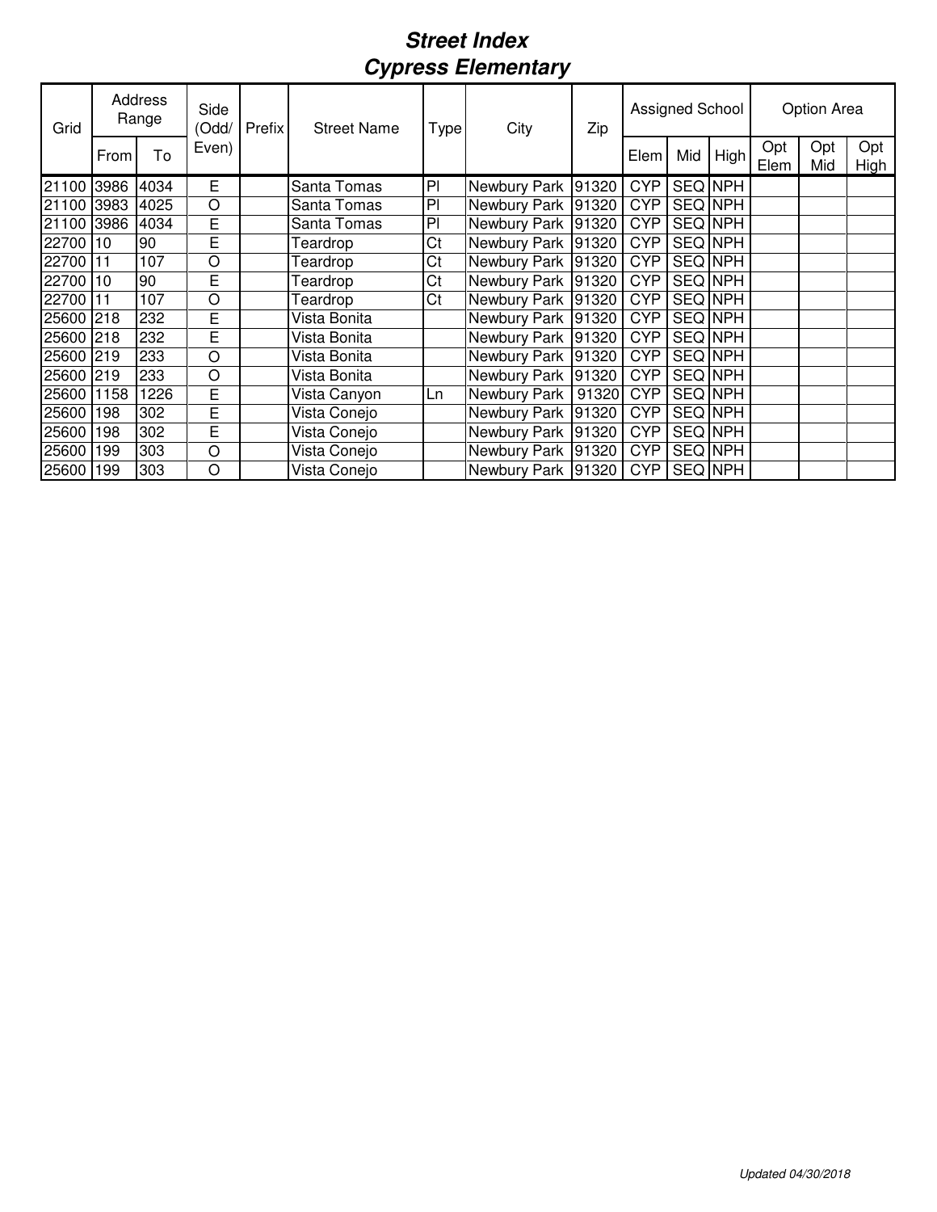# ***Street Index***
# ***Cypress Elementary***

| Grid | Address Range | | Side (Odd/ Even) | Prefix | Street Name | Type | City | Zip | Assigned School | | | Option Area | | |
|---|---|---|---|---|---|---|---|---|---|---|---|---|---|---|
| | From | To | | | | | | | Elem | Mid | High | Opt Elem | Opt Mid | Opt High |
| 21100 | 3986 | 4034 | E | | Santa Tomas | Pl | Newbury Park | 91320 | CYP | SEQ | NPH | | | |
| 21100 | 3983 | 4025 | O | | Santa Tomas | Pl | Newbury Park | 91320 | CYP | SEQ | NPH | | | |
| 21100 | 3986 | 4034 | E | | Santa Tomas | Pl | Newbury Park | 91320 | CYP | SEQ | NPH | | | |
| 22700 | 10 | 90 | E | | Teardrop | Ct | Newbury Park | 91320 | CYP | SEQ | NPH | | | |
| 22700 | 11 | 107 | O | | Teardrop | Ct | Newbury Park | 91320 | CYP | SEQ | NPH | | | |
| 22700 | 10 | 90 | E | | Teardrop | Ct | Newbury Park | 91320 | CYP | SEQ | NPH | | | |
| 22700 | 11 | 107 | O | | Teardrop | Ct | Newbury Park | 91320 | CYP | SEQ | NPH | | | |
| 25600 | 218 | 232 | E | | Vista Bonita | | Newbury Park | 91320 | CYP | SEQ | NPH | | | |
| 25600 | 218 | 232 | E | | Vista Bonita | | Newbury Park | 91320 | CYP | SEQ | NPH | | | |
| 25600 | 219 | 233 | O | | Vista Bonita | | Newbury Park | 91320 | CYP | SEQ | NPH | | | |
| 25600 | 219 | 233 | O | | Vista Bonita | | Newbury Park | 91320 | CYP | SEQ | NPH | | | |
| 25600 | 1158 | 1226 | E | | Vista Canyon | Ln | Newbury Park | 91320 | CYP | SEQ | NPH | | | |
| 25600 | 198 | 302 | E | | Vista Conejo | | Newbury Park | 91320 | CYP | SEQ | NPH | | | |
| 25600 | 198 | 302 | E | | Vista Conejo | | Newbury Park | 91320 | CYP | SEQ | NPH | | | |
| 25600 | 199 | 303 | O | | Vista Conejo | | Newbury Park | 91320 | CYP | SEQ | NPH | | | |
| 25600 | 199 | 303 | O | | Vista Conejo | | Newbury Park | 91320 | CYP | SEQ | NPH | | | |

*Updated 04/30/2018*